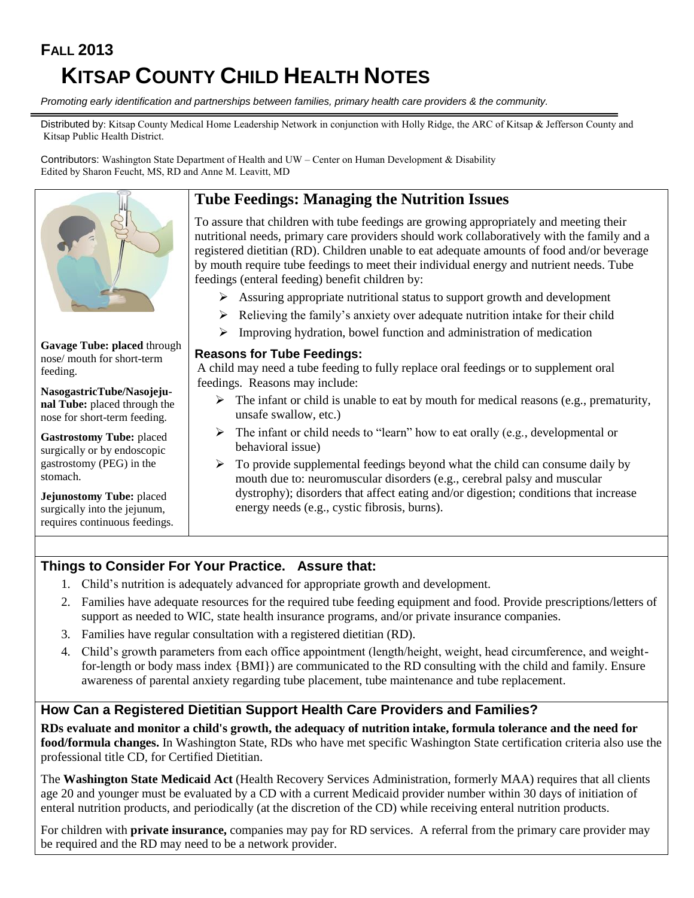# FALL 2013

# KITSAP COUNTY CHILD HEALTH NOTES

*Promoting early identification and partnerships between families, primary health care providers & the community.*

Distributed by: Kitsap County Medical Home Leadership Network in conjunction with Holly Ridge, the ARC of Kitsap & Jefferson County and Kitsap Public Health District.

Contributors: Washington State Department of Health and UW – Center on Human Development & Disability
Edited by Sharon Feucht, MS, RD and Anne M. Leavitt, MD

**Gavage Tube: placed** through nose/ mouth for short-term feeding.

**NasogastricTube/Nasojejunal Tube:** placed through the nose for short-term feeding.

**Gastrostomy Tube:** placed surgically or by endoscopic gastrostomy (PEG) in the stomach.

**Jejunostomy Tube:** placed surgically into the jejunum, requires continuous feedings.

## Tube Feedings: Managing the Nutrition Issues

To assure that children with tube feedings are growing appropriately and meeting their nutritional needs, primary care providers should work collaboratively with the family and a registered dietitian (RD). Children unable to eat adequate amounts of food and/or beverage by mouth require tube feedings to meet their individual energy and nutrient needs. Tube feedings (enteral feeding) benefit children by:

- Assuring appropriate nutritional status to support growth and development
- Relieving the family's anxiety over adequate nutrition intake for their child
- Improving hydration, bowel function and administration of medication

### Reasons for Tube Feedings:

A child may need a tube feeding to fully replace oral feedings or to supplement oral feedings. Reasons may include:

- The infant or child is unable to eat by mouth for medical reasons (e.g., prematurity, unsafe swallow, etc.)
- The infant or child needs to "learn" how to eat orally (e.g., developmental or behavioral issue)
- To provide supplemental feedings beyond what the child can consume daily by mouth due to: neuromuscular disorders (e.g., cerebral palsy and muscular dystrophy); disorders that affect eating and/or digestion; conditions that increase energy needs (e.g., cystic fibrosis, burns).

### Things to Consider For Your Practice. Assure that:

1. Child's nutrition is adequately advanced for appropriate growth and development.
2. Families have adequate resources for the required tube feeding equipment and food. Provide prescriptions/letters of support as needed to WIC, state health insurance programs, and/or private insurance companies.
3. Families have regular consultation with a registered dietitian (RD).
4. Child's growth parameters from each office appointment (length/height, weight, head circumference, and weight-for-length or body mass index {BMI}) are communicated to the RD consulting with the child and family. Ensure awareness of parental anxiety regarding tube placement, tube maintenance and tube replacement.

### How Can a Registered Dietitian Support Health Care Providers and Families?

**RDs evaluate and monitor a child's growth, the adequacy of nutrition intake, formula tolerance and the need for food/formula changes.** In Washington State, RDs who have met specific Washington State certification criteria also use the professional title CD, for Certified Dietitian.

The **Washington State Medicaid Act** (Health Recovery Services Administration, formerly MAA) requires that all clients age 20 and younger must be evaluated by a CD with a current Medicaid provider number within 30 days of initiation of enteral nutrition products, and periodically (at the discretion of the CD) while receiving enteral nutrition products.

For children with **private insurance,** companies may pay for RD services. A referral from the primary care provider may be required and the RD may need to be a network provider.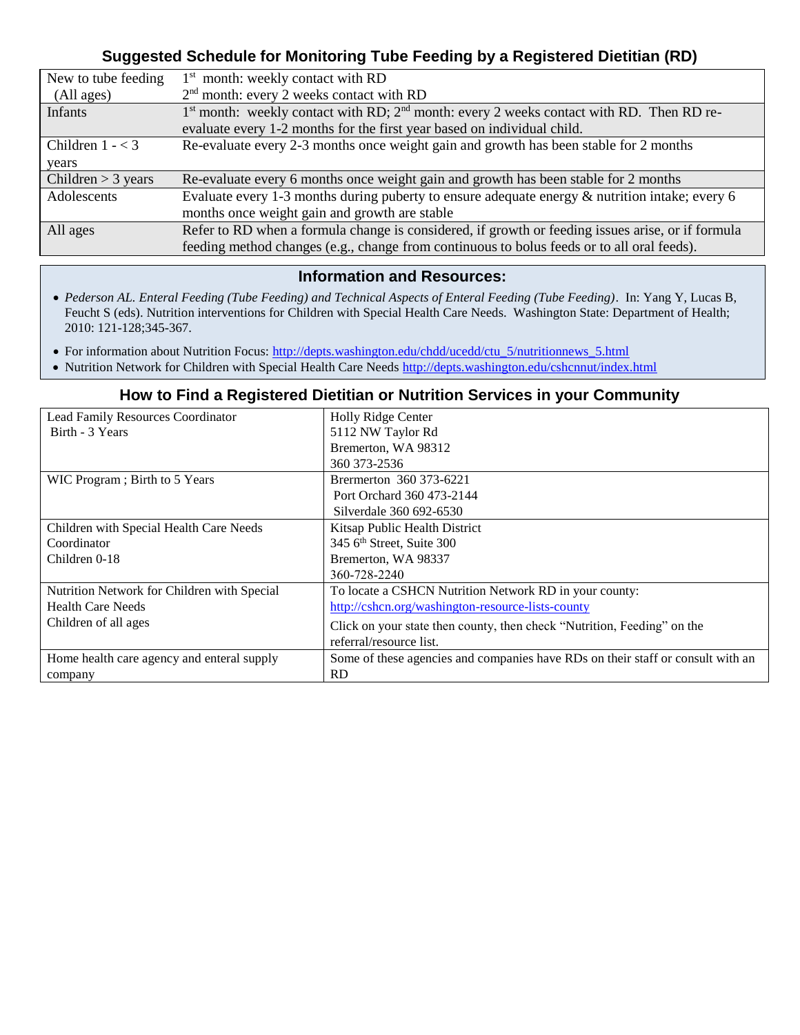## Suggested Schedule for Monitoring Tube Feeding by a Registered Dietitian (RD)

| | |
|---|---|
| New to tube feeding (All ages) | 1st month: weekly contact with RD<br>2nd month: every 2 weeks contact with RD |
| Infants | 1st month: weekly contact with RD; 2nd month: every 2 weeks contact with RD. Then RD re-evaluate every 1-2 months for the first year based on individual child. |
| Children 1 - < 3 years | Re-evaluate every 2-3 months once weight gain and growth has been stable for 2 months |
| Children > 3 years | Re-evaluate every 6 months once weight gain and growth has been stable for 2 months |
| Adolescents | Evaluate every 1-3 months during puberty to ensure adequate energy & nutrition intake; every 6 months once weight gain and growth are stable |
| All ages | Refer to RD when a formula change is considered, if growth or feeding issues arise, or if formula feeding method changes (e.g., change from continuous to bolus feeds or to all oral feeds). |

## Information and Resources:

- *Pederson AL. Enteral Feeding (Tube Feeding) and Technical Aspects of Enteral Feeding (Tube Feeding)*. In: Yang Y, Lucas B, Feucht S (eds). Nutrition interventions for Children with Special Health Care Needs. Washington State: Department of Health; 2010: 121-128;345-367.
- For information about Nutrition Focus: http://depts.washington.edu/chdd/ucedd/ctu_5/nutritionnews_5.html
- Nutrition Network for Children with Special Health Care Needs http://depts.washington.edu/cshcnnut/index.html

## How to Find a Registered Dietitian or Nutrition Services in your Community

| | |
|---|---|
| Lead Family Resources Coordinator<br>Birth - 3 Years | Holly Ridge Center<br>5112 NW Taylor Rd<br>Bremerton, WA 98312<br>360 373-2536 |
| WIC Program ; Birth to 5 Years | Brermerton 360 373-6221<br>Port Orchard 360 473-2144<br>Silverdale 360 692-6530 |
| Children with Special Health Care Needs Coordinator<br>Children 0-18 | Kitsap Public Health District<br>345 6th Street, Suite 300<br>Bremerton, WA 98337<br>360-728-2240 |
| Nutrition Network for Children with Special Health Care Needs<br>Children of all ages | To locate a CSHCN Nutrition Network RD in your county:<br>http://cshcn.org/washington-resource-lists-county<br>Click on your state then county, then check "Nutrition, Feeding" on the referral/resource list. |
| Home health care agency and enteral supply company | Some of these agencies and companies have RDs on their staff or consult with an RD |